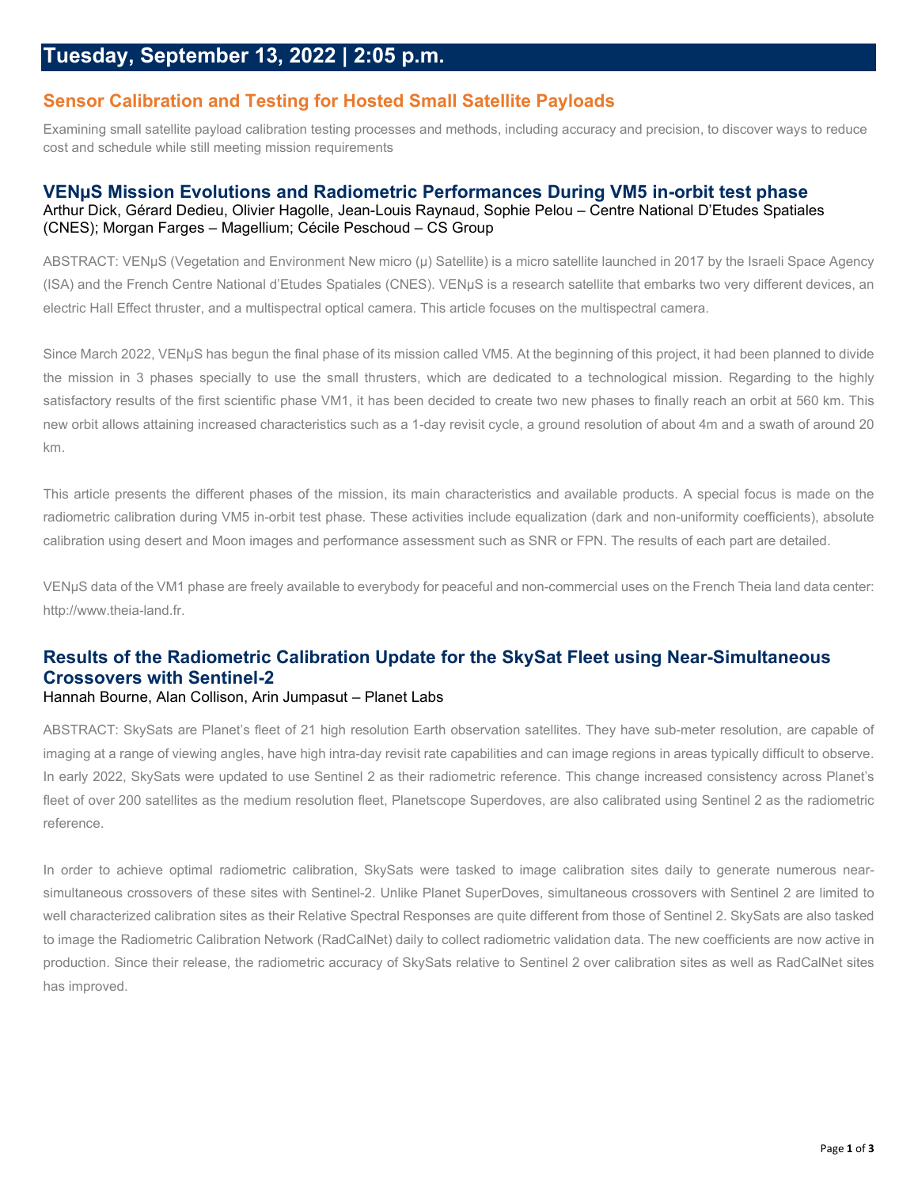# Tuesday, September 13, 2022 | 2:05 p.m.

## Sensor Calibration and Testing for Hosted Small Satellite Payloads

Examining small satellite payload calibration testing processes and methods, including accuracy and precision, to discover ways to reduce cost and schedule while still meeting mission requirements

### VENμS Mission Evolutions and Radiometric Performances During VM5 in-orbit test phase

Arthur Dick, Gérard Dedieu, Olivier Hagolle, Jean-Louis Raynaud, Sophie Pelou – Centre National D'Etudes Spatiales (CNES); Morgan Farges – Magellium; Cécile Peschoud – CS Group

ABSTRACT: VENμS (Vegetation and Environment New micro (μ) Satellite) is a micro satellite launched in 2017 by the Israeli Space Agency (ISA) and the French Centre National d'Etudes Spatiales (CNES). VENμS is a research satellite that embarks two very different devices, an electric Hall Effect thruster, and a multispectral optical camera. This article focuses on the multispectral camera.

Since March 2022, VENμS has begun the final phase of its mission called VM5. At the beginning of this project, it had been planned to divide the mission in 3 phases specially to use the small thrusters, which are dedicated to a technological mission. Regarding to the highly satisfactory results of the first scientific phase VM1, it has been decided to create two new phases to finally reach an orbit at 560 km. This new orbit allows attaining increased characteristics such as a 1-day revisit cycle, a ground resolution of about 4m and a swath of around 20 km.

This article presents the different phases of the mission, its main characteristics and available products. A special focus is made on the radiometric calibration during VM5 in-orbit test phase. These activities include equalization (dark and non-uniformity coefficients), absolute calibration using desert and Moon images and performance assessment such as SNR or FPN. The results of each part are detailed.

VENμS data of the VM1 phase are freely available to everybody for peaceful and non-commercial uses on the French Theia land data center: http://www.theia-land.fr.

### Results of the Radiometric Calibration Update for the SkySat Fleet using Near-Simultaneous Crossovers with Sentinel-2

Hannah Bourne, Alan Collison, Arin Jumpasut – Planet Labs

ABSTRACT: SkySats are Planet's fleet of 21 high resolution Earth observation satellites. They have sub-meter resolution, are capable of imaging at a range of viewing angles, have high intra-day revisit rate capabilities and can image regions in areas typically difficult to observe. In early 2022, SkySats were updated to use Sentinel 2 as their radiometric reference. This change increased consistency across Planet's fleet of over 200 satellites as the medium resolution fleet, Planetscope Superdoves, are also calibrated using Sentinel 2 as the radiometric reference.

In order to achieve optimal radiometric calibration, SkySats were tasked to image calibration sites daily to generate numerous near-simultaneous crossovers of these sites with Sentinel-2. Unlike Planet SuperDoves, simultaneous crossovers with Sentinel 2 are limited to well characterized calibration sites as their Relative Spectral Responses are quite different from those of Sentinel 2. SkySats are also tasked to image the Radiometric Calibration Network (RadCalNet) daily to collect radiometric validation data. The new coefficients are now active in production. Since their release, the radiometric accuracy of SkySats relative to Sentinel 2 over calibration sites as well as RadCalNet sites has improved.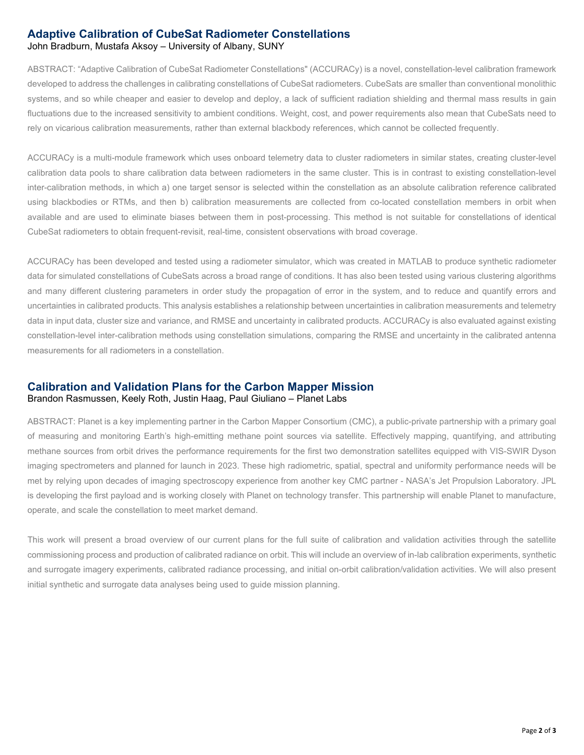## Adaptive Calibration of CubeSat Radiometer Constellations

John Bradburn, Mustafa Aksoy – University of Albany, SUNY

ABSTRACT: "Adaptive Calibration of CubeSat Radiometer Constellations" (ACCURACy) is a novel, constellation-level calibration framework developed to address the challenges in calibrating constellations of CubeSat radiometers. CubeSats are smaller than conventional monolithic systems, and so while cheaper and easier to develop and deploy, a lack of sufficient radiation shielding and thermal mass results in gain fluctuations due to the increased sensitivity to ambient conditions. Weight, cost, and power requirements also mean that CubeSats need to rely on vicarious calibration measurements, rather than external blackbody references, which cannot be collected frequently.

ACCURACy is a multi-module framework which uses onboard telemetry data to cluster radiometers in similar states, creating cluster-level calibration data pools to share calibration data between radiometers in the same cluster. This is in contrast to existing constellation-level inter-calibration methods, in which a) one target sensor is selected within the constellation as an absolute calibration reference calibrated using blackbodies or RTMs, and then b) calibration measurements are collected from co-located constellation members in orbit when available and are used to eliminate biases between them in post-processing. This method is not suitable for constellations of identical CubeSat radiometers to obtain frequent-revisit, real-time, consistent observations with broad coverage.

ACCURACy has been developed and tested using a radiometer simulator, which was created in MATLAB to produce synthetic radiometer data for simulated constellations of CubeSats across a broad range of conditions. It has also been tested using various clustering algorithms and many different clustering parameters in order study the propagation of error in the system, and to reduce and quantify errors and uncertainties in calibrated products. This analysis establishes a relationship between uncertainties in calibration measurements and telemetry data in input data, cluster size and variance, and RMSE and uncertainty in calibrated products. ACCURACy is also evaluated against existing constellation-level inter-calibration methods using constellation simulations, comparing the RMSE and uncertainty in the calibrated antenna measurements for all radiometers in a constellation.

## Calibration and Validation Plans for the Carbon Mapper Mission

Brandon Rasmussen, Keely Roth, Justin Haag, Paul Giuliano – Planet Labs

ABSTRACT: Planet is a key implementing partner in the Carbon Mapper Consortium (CMC), a public-private partnership with a primary goal of measuring and monitoring Earth's high-emitting methane point sources via satellite. Effectively mapping, quantifying, and attributing methane sources from orbit drives the performance requirements for the first two demonstration satellites equipped with VIS-SWIR Dyson imaging spectrometers and planned for launch in 2023. These high radiometric, spatial, spectral and uniformity performance needs will be met by relying upon decades of imaging spectroscopy experience from another key CMC partner - NASA's Jet Propulsion Laboratory. JPL is developing the first payload and is working closely with Planet on technology transfer. This partnership will enable Planet to manufacture, operate, and scale the constellation to meet market demand.

This work will present a broad overview of our current plans for the full suite of calibration and validation activities through the satellite commissioning process and production of calibrated radiance on orbit. This will include an overview of in-lab calibration experiments, synthetic and surrogate imagery experiments, calibrated radiance processing, and initial on-orbit calibration/validation activities. We will also present initial synthetic and surrogate data analyses being used to guide mission planning.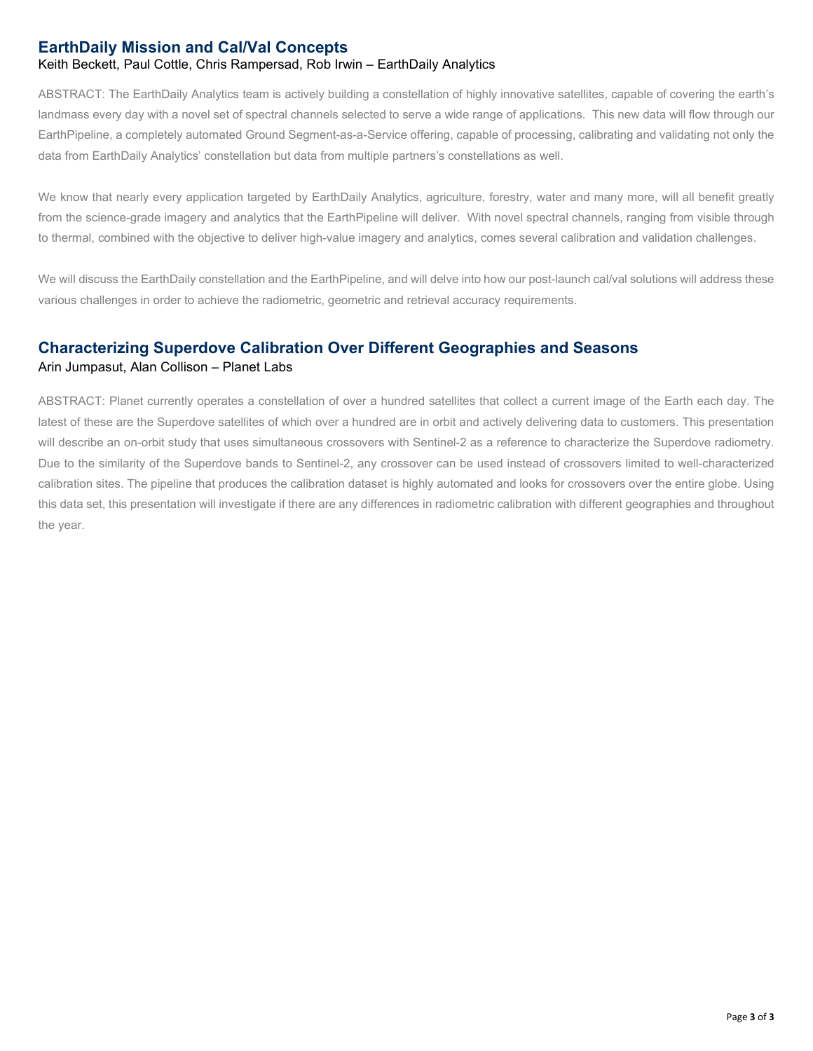## EarthDaily Mission and Cal/Val Concepts

Keith Beckett, Paul Cottle, Chris Rampersad, Rob Irwin – EarthDaily Analytics

ABSTRACT: The EarthDaily Analytics team is actively building a constellation of highly innovative satellites, capable of covering the earth's landmass every day with a novel set of spectral channels selected to serve a wide range of applications. This new data will flow through our EarthPipeline, a completely automated Ground Segment-as-a-Service offering, capable of processing, calibrating and validating not only the data from EarthDaily Analytics' constellation but data from multiple partners's constellations as well.

We know that nearly every application targeted by EarthDaily Analytics, agriculture, forestry, water and many more, will all benefit greatly from the science-grade imagery and analytics that the EarthPipeline will deliver. With novel spectral channels, ranging from visible through to thermal, combined with the objective to deliver high-value imagery and analytics, comes several calibration and validation challenges.

We will discuss the EarthDaily constellation and the EarthPipeline, and will delve into how our post-launch cal/val solutions will address these various challenges in order to achieve the radiometric, geometric and retrieval accuracy requirements.

## Characterizing Superdove Calibration Over Different Geographies and Seasons

Arin Jumpasut, Alan Collison – Planet Labs

ABSTRACT: Planet currently operates a constellation of over a hundred satellites that collect a current image of the Earth each day. The latest of these are the Superdove satellites of which over a hundred are in orbit and actively delivering data to customers. This presentation will describe an on-orbit study that uses simultaneous crossovers with Sentinel-2 as a reference to characterize the Superdove radiometry. Due to the similarity of the Superdove bands to Sentinel-2, any crossover can be used instead of crossovers limited to well-characterized calibration sites. The pipeline that produces the calibration dataset is highly automated and looks for crossovers over the entire globe. Using this data set, this presentation will investigate if there are any differences in radiometric calibration with different geographies and throughout the year.